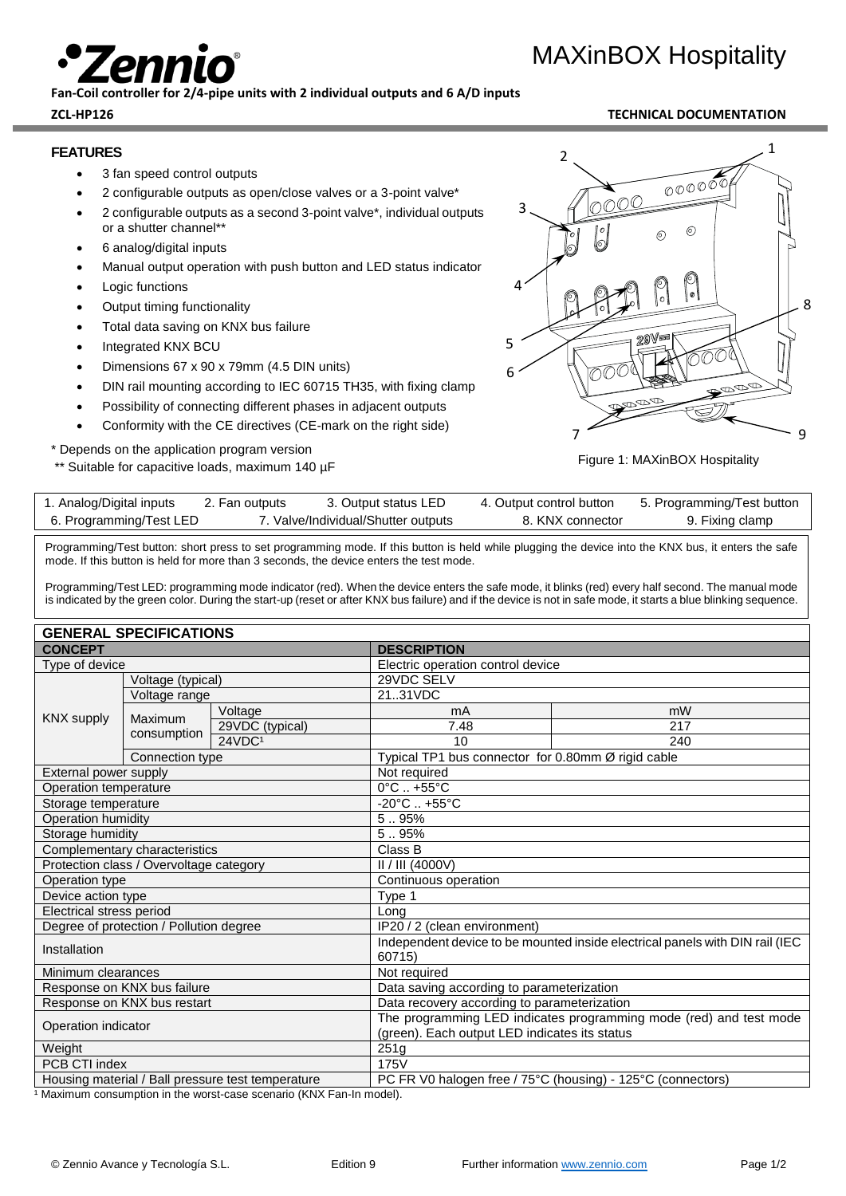# MAXinBOX Hospitality

**Fan-Coil controller for 2/4-pipe units with 2 individual outputs and 6 A/D inputs**

**ZCL-HP126** **TECHNICAL DOCUMENTATION**

## FEATURES

- 3 fan speed control outputs
- 2 configurable outputs as open/close valves or a 3-point valve*
- 2 configurable outputs as a second 3-point valve*, individual outputs or a shutter channel**
- 6 analog/digital inputs
- Manual output operation with push button and LED status indicator
- Logic functions
- Output timing functionality
- Total data saving on KNX bus failure
- Integrated KNX BCU
- Dimensions 67 x 90 x 79mm (4.5 DIN units)
- DIN rail mounting according to IEC 60715 TH35, with fixing clamp
- Possibility of connecting different phases in adjacent outputs
- Conformity with the CE directives (CE-mark on the right side)

\* Depends on the application program version

\*\* Suitable for capacitive loads, maximum 140 µF

Figure 1: MAXinBOX Hospitality

| 1. Analog/Digital inputs | 2. Fan outputs | 3. Output status LED | 4. Output control button | 5. Programming/Test button |
|---|---|---|---|---|
| 6. Programming/Test LED | 7. Valve/Individual/Shutter outputs | | 8. KNX connector | 9. Fixing clamp |

Programming/Test button: short press to set programming mode. If this button is held while plugging the device into the KNX bus, it enters the safe mode. If this button is held for more than 3 seconds, the device enters the test mode.

Programming/Test LED: programming mode indicator (red). When the device enters the safe mode, it blinks (red) every half second. The manual mode is indicated by the green color. During the start-up (reset or after KNX bus failure) and if the device is not in safe mode, it starts a blue blinking sequence.

## GENERAL SPECIFICATIONS

| CONCEPT | | | DESCRIPTION | |
|---|---|---|---|---|
| Type of device | | | Electric operation control device | |
| KNX supply | Voltage (typical) | | 29VDC SELV | |
| | Voltage range | | 21..31VDC | |
| | Maximum consumption | Voltage | mA | mW |
| | | 29VDC (typical) | 7.48 | 217 |
| | | 24VDC[1] | 10 | 240 |
| | Connection type | | Typical TP1 bus connector for 0.80mm Ø rigid cable | |
| External power supply | | | Not required | |
| Operation temperature | | | 0°C .. +55°C | |
| Storage temperature | | | -20°C .. +55°C | |
| Operation humidity | | | 5 .. 95% | |
| Storage humidity | | | 5 .. 95% | |
| Complementary characteristics | | | Class B | |
| Protection class / Overvoltage category | | | II / III (4000V) | |
| Operation type | | | Continuous operation | |
| Device action type | | | Type 1 | |
| Electrical stress period | | | Long | |
| Degree of protection / Pollution degree | | | IP20 / 2 (clean environment) | |
| Installation | | | Independent device to be mounted inside electrical panels with DIN rail (IEC 60715) | |
| Minimum clearances | | | Not required | |
| Response on KNX bus failure | | | Data saving according to parameterization | |
| Response on KNX bus restart | | | Data recovery according to parameterization | |
| Operation indicator | | | The programming LED indicates programming mode (red) and test mode (green). Each output LED indicates its status | |
| Weight | | | 251g | |
| PCB CTI index | | | 175V | |
| Housing material / Ball pressure test temperature | | | PC FR V0 halogen free / 75°C (housing) - 125°C (connectors) | |

[1] Maximum consumption in the worst-case scenario (KNX Fan-In model).

© Zennio Avance y Tecnología S.L. Edition 9 Further information www.zennio.com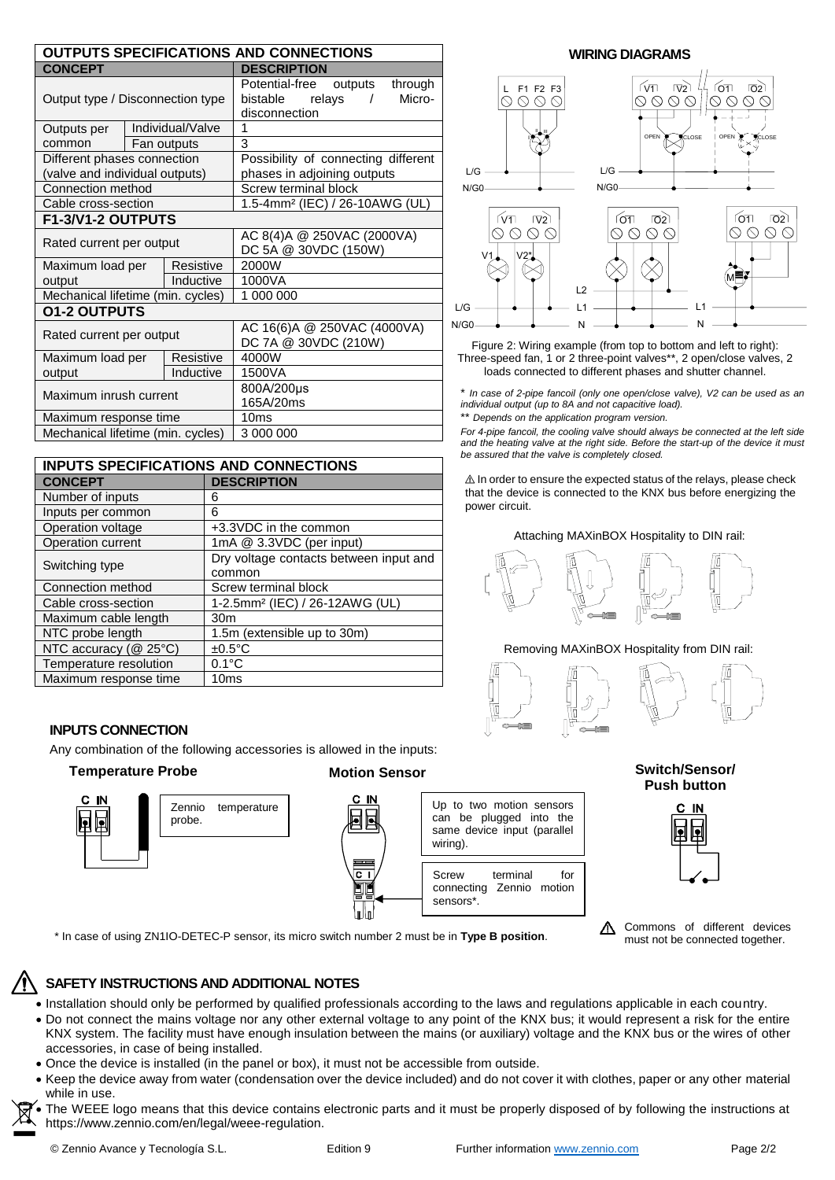## OUTPUTS SPECIFICATIONS AND CONNECTIONS

| CONCEPT | | DESCRIPTION |
|---|---|---|
| Output type / Disconnection type | | Potential-free outputs through bistable relays / Micro-disconnection |
| Outputs per common | Individual/Valve | 1 |
| | Fan outputs | 3 |
| Different phases connection (valve and individual outputs) | | Possibility of connecting different phases in adjoining outputs |
| Connection method | | Screw terminal block |
| Cable cross-section | | 1.5-4mm² (IEC) / 26-10AWG (UL) |
| **F1-3/V1-2 OUTPUTS** | | |
| Rated current per output | | AC 8(4)A @ 250VAC (2000VA) DC 5A @ 30VDC (150W) |
| Maximum load per output | Resistive | 2000W |
| | Inductive | 1000VA |
| Mechanical lifetime (min. cycles) | | 1 000 000 |
| **O1-2 OUTPUTS** | | |
| Rated current per output | | AC 16(6)A @ 250VAC (4000VA) DC 7A @ 30VDC (210W) |
| Maximum load per output | Resistive | 4000W |
| | Inductive | 1500VA |
| Maximum inrush current | | 800A/200µs 165A/20ms |
| Maximum response time | | 10ms |
| Mechanical lifetime (min. cycles) | | 3 000 000 |

## INPUTS SPECIFICATIONS AND CONNECTIONS

| CONCEPT | DESCRIPTION |
|---|---|
| Number of inputs | 6 |
| Inputs per common | 6 |
| Operation voltage | +3.3VDC in the common |
| Operation current | 1mA @ 3.3VDC (per input) |
| Switching type | Dry voltage contacts between input and common |
| Connection method | Screw terminal block |
| Cable cross-section | 1-2.5mm² (IEC) / 26-12AWG (UL) |
| Maximum cable length | 30m |
| NTC probe length | 1.5m (extensible up to 30m) |
| NTC accuracy (@ 25°C) | ±0.5°C |
| Temperature resolution | 0.1°C |
| Maximum response time | 10ms |

## WIRING DIAGRAMS

Figure 2: Wiring example (from top to bottom and left to right): Three-speed fan, 1 or 2 three-point valves**, 2 open/close valves, 2 loads connected to different phases and shutter channel.

*\* In case of 2-pipe fancoil (only one open/close valve), V2 can be used as an individual output (up to 8A and not capacitive load).*

*\*\* Depends on the application program version.*

*For 4-pipe fancoil, the cooling valve should always be connected at the left side and the heating valve at the right side. Before the start-up of the device it must be assured that the valve is completely closed.*

⚠ In order to ensure the expected status of the relays, please check that the device is connected to the KNX bus before energizing the power circuit.

Attaching MAXinBOX Hospitality to DIN rail:

Removing MAXinBOX Hospitality from DIN rail:

## INPUTS CONNECTION

Any combination of the following accessories is allowed in the inputs:

**Temperature Probe**

Zennio temperature probe.

**Motion Sensor**

Up to two motion sensors can be plugged into the same device input (parallel wiring).

Screw terminal for connecting Zennio motion sensors*.

**Switch/Sensor/ Push button**

\* In case of using ZN1IO-DETEC-P sensor, its micro switch number 2 must be in **Type B position**.

⚠ Commons of different devices must not be connected together.

## SAFETY INSTRUCTIONS AND ADDITIONAL NOTES

- Installation should only be performed by qualified professionals according to the laws and regulations applicable in each country.
- Do not connect the mains voltage nor any other external voltage to any point of the KNX bus; it would represent a risk for the entire KNX system. The facility must have enough insulation between the mains (or auxiliary) voltage and the KNX bus or the wires of other accessories, in case of being installed.
- Once the device is installed (in the panel or box), it must not be accessible from outside.
- Keep the device away from water (condensation over the device included) and do not cover it with clothes, paper or any other material while in use.
- The WEEE logo means that this device contains electronic parts and it must be properly disposed of by following the instructions at https://www.zennio.com/en/legal/weee-regulation.

© Zennio Avance y Tecnología S.L. Edition 9 Further information www.zennio.com